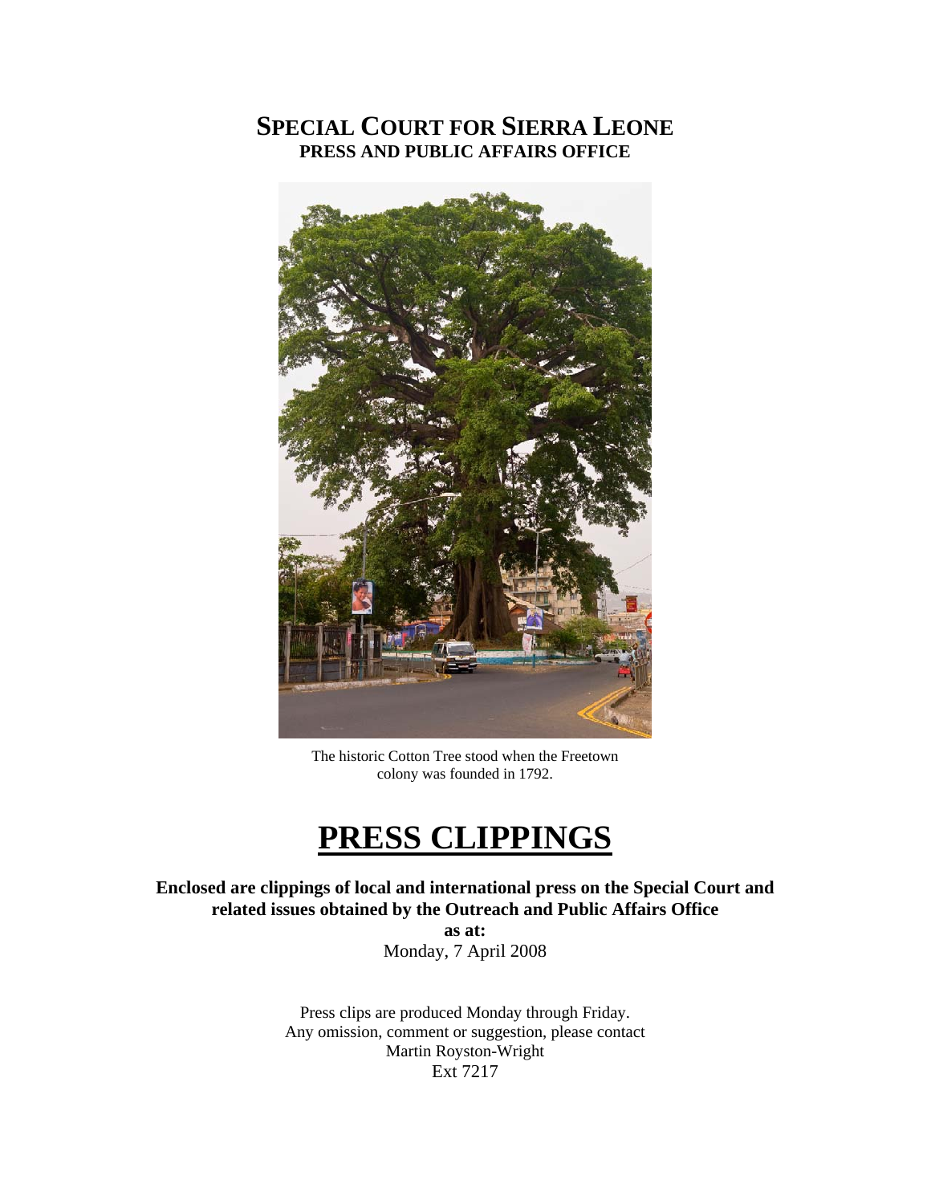# SPECIAL COURT FOR SIERRA LEONE
## PRESS AND PUBLIC AFFAIRS OFFICE

The historic Cotton Tree stood when the Freetown colony was founded in 1792.

# PRESS CLIPPINGS

**Enclosed are clippings of local and international press on the Special Court and related issues obtained by the Outreach and Public Affairs Office**

**as at:**

Monday, 7 April 2008

Press clips are produced Monday through Friday.
Any omission, comment or suggestion, please contact
Martin Royston-Wright
Ext 7217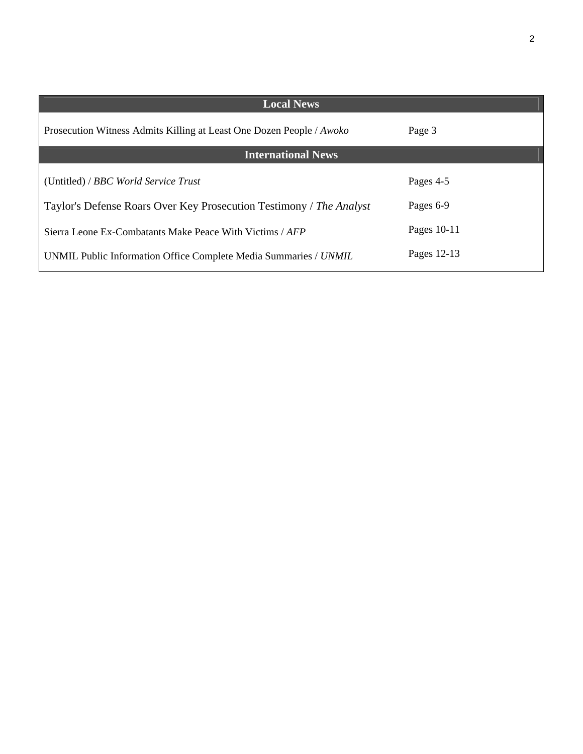| Local News | |
|---|---|
| Prosecution Witness Admits Killing at Least One Dozen People / *Awoko* | Page 3 |
| **International News** | |
| (Untitled) / *BBC World Service Trust* | Pages 4-5 |
| Taylor's Defense Roars Over Key Prosecution Testimony / *The Analyst* | Pages 6-9 |
| Sierra Leone Ex-Combatants Make Peace With Victims / *AFP* | Pages 10-11 |
| UNMIL Public Information Office Complete Media Summaries / *UNMIL* | Pages 12-13 |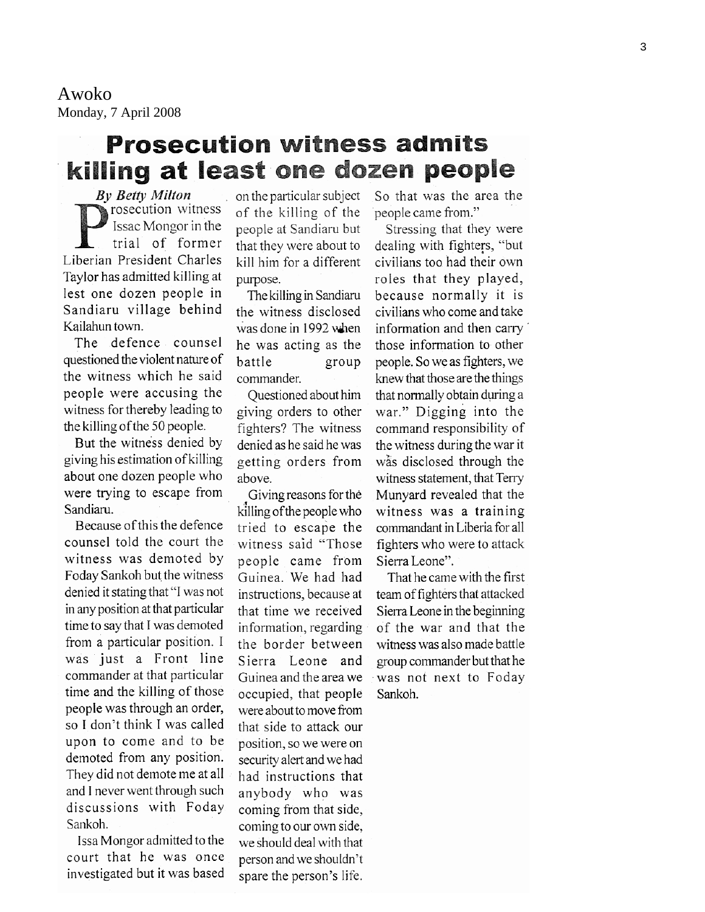Awoko
Monday, 7 April 2008

# Prosecution witness admits killing at least one dozen people

*By Betty Milton*

Prosecution witness Issac Mongor in the trial of former Liberian President Charles Taylor has admitted killing at lest one dozen people in Sandiaru village behind Kailahun town.

The defence counsel questioned the violent nature of the witness which he said people were accusing the witness for thereby leading to the killing of the 50 people.

But the witness denied by giving his estimation of killing about one dozen people who were trying to escape from Sandiaru.

Because of this the defence counsel told the court the witness was demoted by Foday Sankoh but the witness denied it stating that "I was not in any position at that particular time to say that I was demoted from a particular position. I was just a Front line commander at that particular time and the killing of those people was through an order, so I don't think I was called upon to come and to be demoted from any position. They did not demote me at all and I never went through such discussions with Foday Sankoh.

Issa Mongor admitted to the court that he was once investigated but it was based on the particular subject of the killing of the people at Sandiaru but that they were about to kill him for a different purpose.

The killing in Sandiaru the witness disclosed was done in 1992 when he was acting as the battle group commander.

Questioned about him giving orders to other fighters? The witness denied as he said he was getting orders from above.

Giving reasons for the killing of the people who tried to escape the witness said "Those people came from Guinea. We had had instructions, because at that time we received information, regarding the border between Sierra Leone and Guinea and the area we occupied, that people were about to move from that side to attack our position, so we were on security alert and we had had instructions that anybody who was coming from that side, coming to our own side, we should deal with that person and we shouldn't spare the person's life. So that was the area the people came from."

Stressing that they were dealing with fighters, "but civilians too had their own roles that they played, because normally it is civilians who come and take information and then carry those information to other people. So we as fighters, we knew that those are the things that normally obtain during a war." Digging into the command responsibility of the witness during the war it was disclosed through the witness statement, that Terry Munyard revealed that the witness was a training commandant in Liberia for all fighters who were to attack Sierra Leone".

That he came with the first team of fighters that attacked Sierra Leone in the beginning of the war and that the witness was also made battle group commander but that he was not next to Foday Sankoh.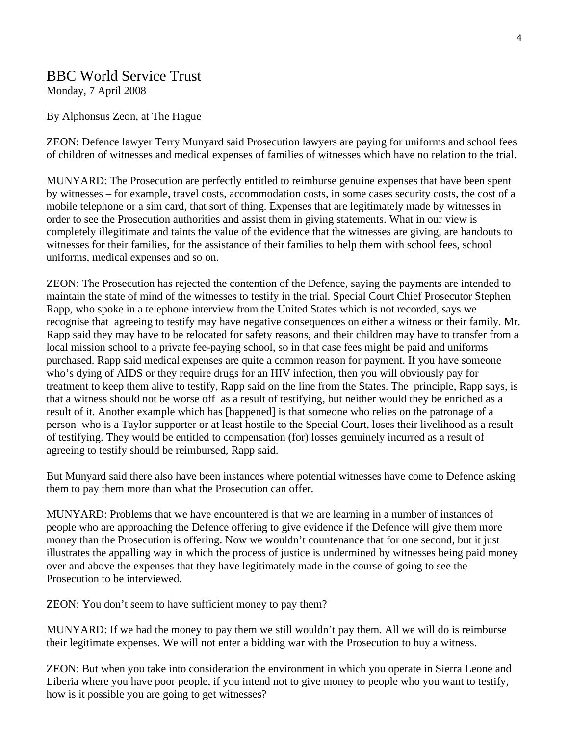# BBC World Service Trust

Monday, 7 April 2008

By Alphonsus Zeon, at The Hague

ZEON: Defence lawyer Terry Munyard said Prosecution lawyers are paying for uniforms and school fees of children of witnesses and medical expenses of families of witnesses which have no relation to the trial.

MUNYARD: The Prosecution are perfectly entitled to reimburse genuine expenses that have been spent by witnesses – for example, travel costs, accommodation costs, in some cases security costs, the cost of a mobile telephone or a sim card, that sort of thing. Expenses that are legitimately made by witnesses in order to see the Prosecution authorities and assist them in giving statements. What in our view is completely illegitimate and taints the value of the evidence that the witnesses are giving, are handouts to witnesses for their families, for the assistance of their families to help them with school fees, school uniforms, medical expenses and so on.

ZEON: The Prosecution has rejected the contention of the Defence, saying the payments are intended to maintain the state of mind of the witnesses to testify in the trial. Special Court Chief Prosecutor Stephen Rapp, who spoke in a telephone interview from the United States which is not recorded, says we recognise that agreeing to testify may have negative consequences on either a witness or their family. Mr. Rapp said they may have to be relocated for safety reasons, and their children may have to transfer from a local mission school to a private fee-paying school, so in that case fees might be paid and uniforms purchased. Rapp said medical expenses are quite a common reason for payment. If you have someone who's dying of AIDS or they require drugs for an HIV infection, then you will obviously pay for treatment to keep them alive to testify, Rapp said on the line from the States. The principle, Rapp says, is that a witness should not be worse off as a result of testifying, but neither would they be enriched as a result of it. Another example which has [happened] is that someone who relies on the patronage of a person who is a Taylor supporter or at least hostile to the Special Court, loses their livelihood as a result of testifying. They would be entitled to compensation (for) losses genuinely incurred as a result of agreeing to testify should be reimbursed, Rapp said.

But Munyard said there also have been instances where potential witnesses have come to Defence asking them to pay them more than what the Prosecution can offer.

MUNYARD: Problems that we have encountered is that we are learning in a number of instances of people who are approaching the Defence offering to give evidence if the Defence will give them more money than the Prosecution is offering. Now we wouldn't countenance that for one second, but it just illustrates the appalling way in which the process of justice is undermined by witnesses being paid money over and above the expenses that they have legitimately made in the course of going to see the Prosecution to be interviewed.

ZEON: You don't seem to have sufficient money to pay them?

MUNYARD: If we had the money to pay them we still wouldn't pay them. All we will do is reimburse their legitimate expenses. We will not enter a bidding war with the Prosecution to buy a witness.

ZEON: But when you take into consideration the environment in which you operate in Sierra Leone and Liberia where you have poor people, if you intend not to give money to people who you want to testify, how is it possible you are going to get witnesses?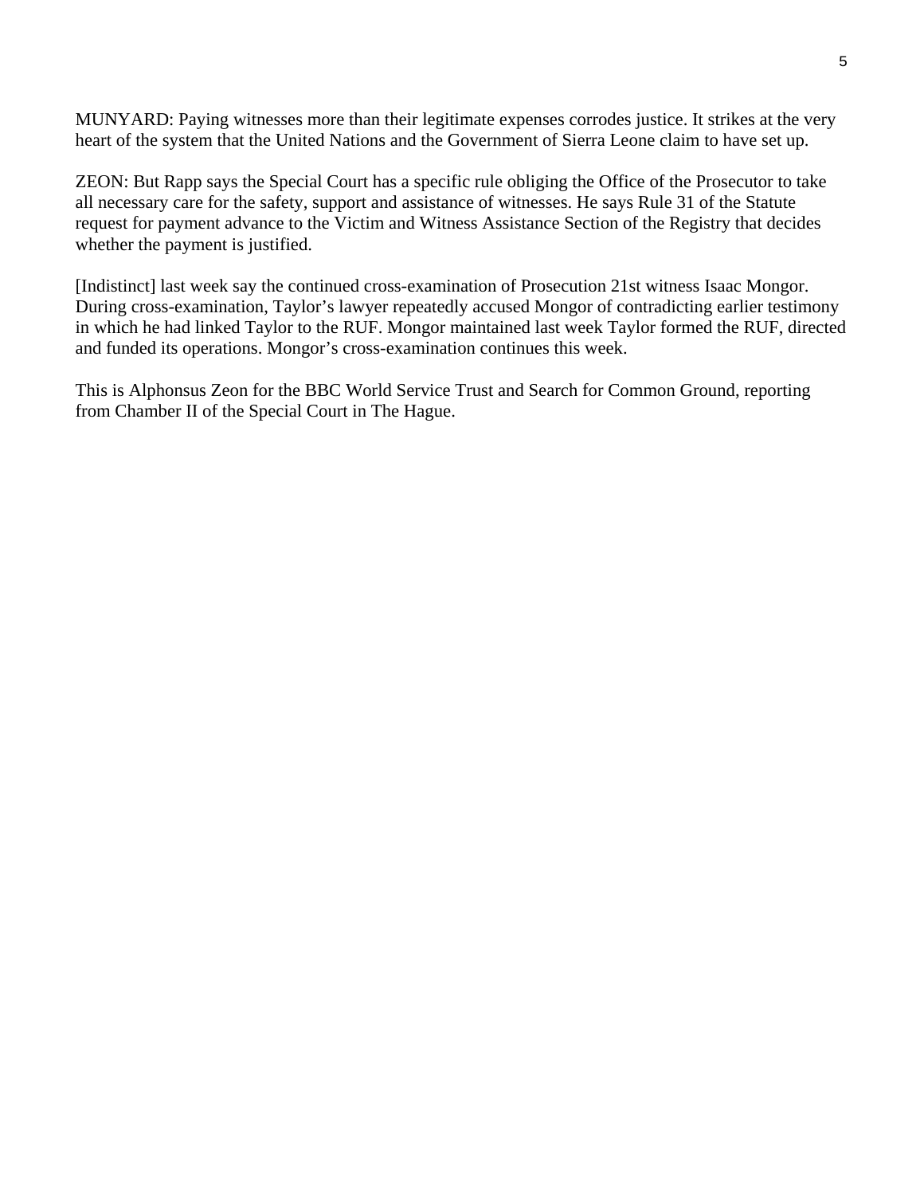MUNYARD: Paying witnesses more than their legitimate expenses corrodes justice. It strikes at the very heart of the system that the United Nations and the Government of Sierra Leone claim to have set up.

ZEON: But Rapp says the Special Court has a specific rule obliging the Office of the Prosecutor to take all necessary care for the safety, support and assistance of witnesses. He says Rule 31 of the Statute request for payment advance to the Victim and Witness Assistance Section of the Registry that decides whether the payment is justified.

[Indistinct] last week say the continued cross-examination of Prosecution 21st witness Isaac Mongor. During cross-examination, Taylor's lawyer repeatedly accused Mongor of contradicting earlier testimony in which he had linked Taylor to the RUF. Mongor maintained last week Taylor formed the RUF, directed and funded its operations. Mongor's cross-examination continues this week.

This is Alphonsus Zeon for the BBC World Service Trust and Search for Common Ground, reporting from Chamber II of the Special Court in The Hague.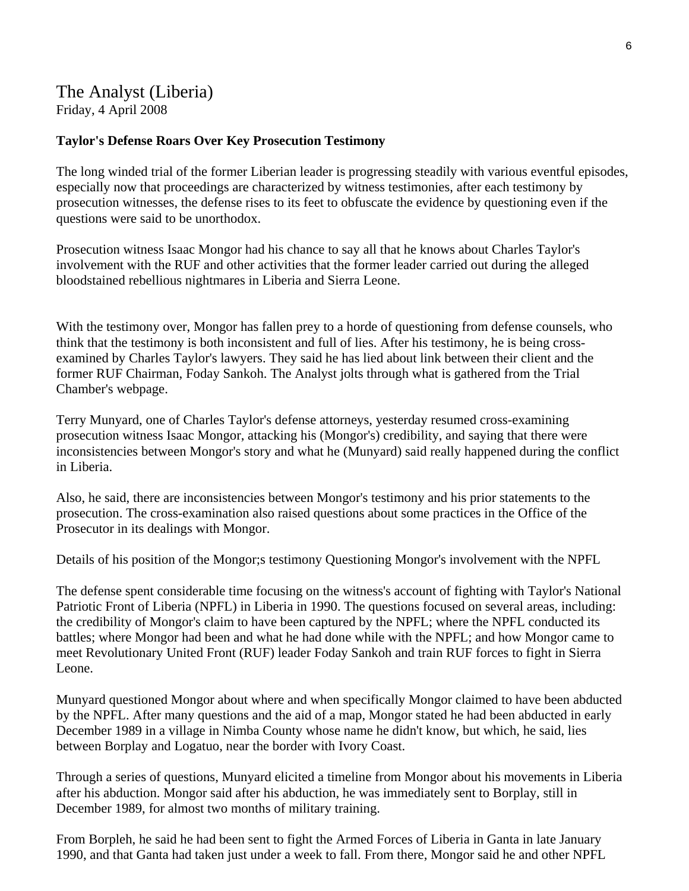The Analyst (Liberia)
Friday, 4 April 2008

**Taylor's Defense Roars Over Key Prosecution Testimony**

The long winded trial of the former Liberian leader is progressing steadily with various eventful episodes, especially now that proceedings are characterized by witness testimonies, after each testimony by prosecution witnesses, the defense rises to its feet to obfuscate the evidence by questioning even if the questions were said to be unorthodox.

Prosecution witness Isaac Mongor had his chance to say all that he knows about Charles Taylor's involvement with the RUF and other activities that the former leader carried out during the alleged bloodstained rebellious nightmares in Liberia and Sierra Leone.

With the testimony over, Mongor has fallen prey to a horde of questioning from defense counsels, who think that the testimony is both inconsistent and full of lies. After his testimony, he is being cross-examined by Charles Taylor's lawyers. They said he has lied about link between their client and the former RUF Chairman, Foday Sankoh. The Analyst jolts through what is gathered from the Trial Chamber's webpage.

Terry Munyard, one of Charles Taylor's defense attorneys, yesterday resumed cross-examining prosecution witness Isaac Mongor, attacking his (Mongor's) credibility, and saying that there were inconsistencies between Mongor's story and what he (Munyard) said really happened during the conflict in Liberia.

Also, he said, there are inconsistencies between Mongor's testimony and his prior statements to the prosecution. The cross-examination also raised questions about some practices in the Office of the Prosecutor in its dealings with Mongor.

Details of his position of the Mongor;s testimony Questioning Mongor's involvement with the NPFL

The defense spent considerable time focusing on the witness's account of fighting with Taylor's National Patriotic Front of Liberia (NPFL) in Liberia in 1990. The questions focused on several areas, including: the credibility of Mongor's claim to have been captured by the NPFL; where the NPFL conducted its battles; where Mongor had been and what he had done while with the NPFL; and how Mongor came to meet Revolutionary United Front (RUF) leader Foday Sankoh and train RUF forces to fight in Sierra Leone.

Munyard questioned Mongor about where and when specifically Mongor claimed to have been abducted by the NPFL. After many questions and the aid of a map, Mongor stated he had been abducted in early December 1989 in a village in Nimba County whose name he didn't know, but which, he said, lies between Borplay and Logatuo, near the border with Ivory Coast.

Through a series of questions, Munyard elicited a timeline from Mongor about his movements in Liberia after his abduction. Mongor said after his abduction, he was immediately sent to Borplay, still in December 1989, for almost two months of military training.

From Borpleh, he said he had been sent to fight the Armed Forces of Liberia in Ganta in late January 1990, and that Ganta had taken just under a week to fall. From there, Mongor said he and other NPFL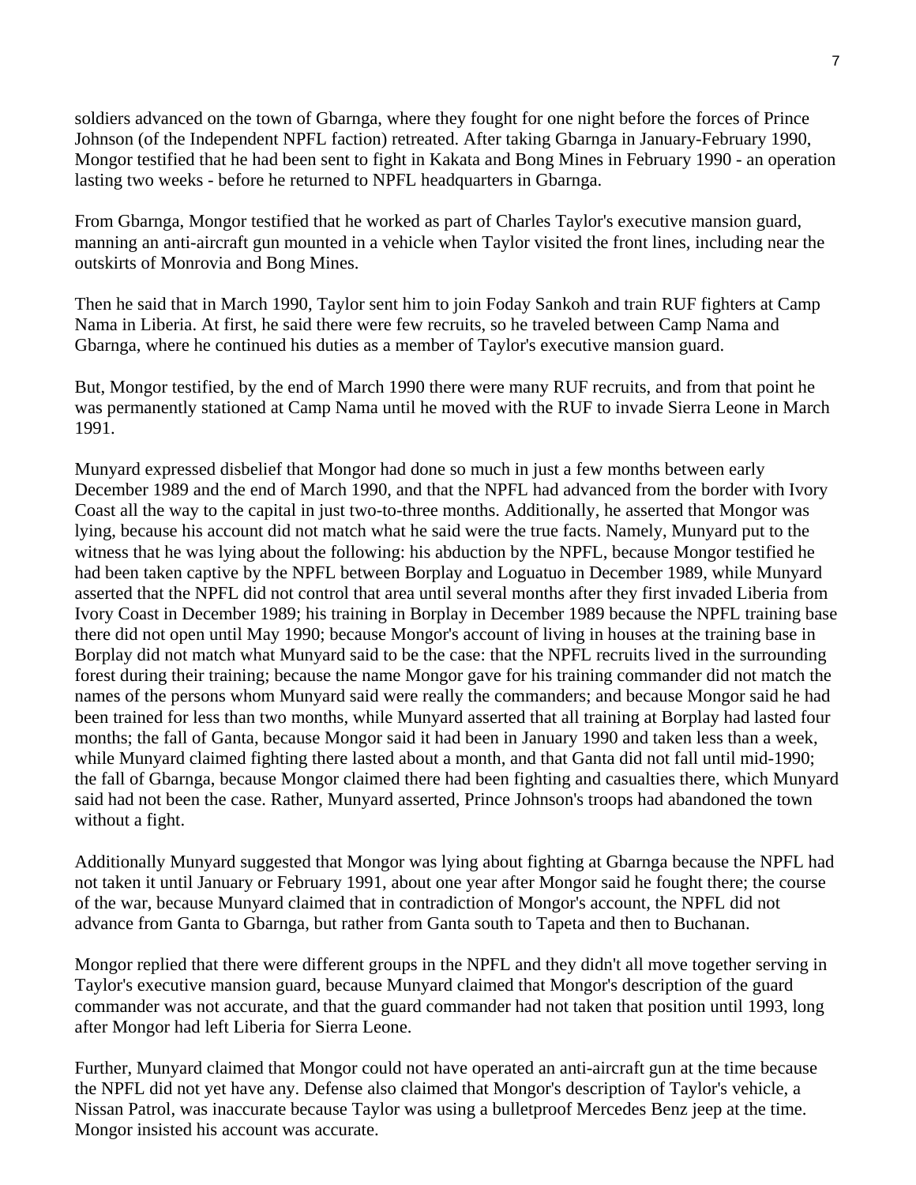soldiers advanced on the town of Gbarnga, where they fought for one night before the forces of Prince Johnson (of the Independent NPFL faction) retreated. After taking Gbarnga in January-February 1990, Mongor testified that he had been sent to fight in Kakata and Bong Mines in February 1990 - an operation lasting two weeks - before he returned to NPFL headquarters in Gbarnga.

From Gbarnga, Mongor testified that he worked as part of Charles Taylor's executive mansion guard, manning an anti-aircraft gun mounted in a vehicle when Taylor visited the front lines, including near the outskirts of Monrovia and Bong Mines.

Then he said that in March 1990, Taylor sent him to join Foday Sankoh and train RUF fighters at Camp Nama in Liberia. At first, he said there were few recruits, so he traveled between Camp Nama and Gbarnga, where he continued his duties as a member of Taylor's executive mansion guard.

But, Mongor testified, by the end of March 1990 there were many RUF recruits, and from that point he was permanently stationed at Camp Nama until he moved with the RUF to invade Sierra Leone in March 1991.

Munyard expressed disbelief that Mongor had done so much in just a few months between early December 1989 and the end of March 1990, and that the NPFL had advanced from the border with Ivory Coast all the way to the capital in just two-to-three months. Additionally, he asserted that Mongor was lying, because his account did not match what he said were the true facts. Namely, Munyard put to the witness that he was lying about the following: his abduction by the NPFL, because Mongor testified he had been taken captive by the NPFL between Borplay and Loguatuo in December 1989, while Munyard asserted that the NPFL did not control that area until several months after they first invaded Liberia from Ivory Coast in December 1989; his training in Borplay in December 1989 because the NPFL training base there did not open until May 1990; because Mongor's account of living in houses at the training base in Borplay did not match what Munyard said to be the case: that the NPFL recruits lived in the surrounding forest during their training; because the name Mongor gave for his training commander did not match the names of the persons whom Munyard said were really the commanders; and because Mongor said he had been trained for less than two months, while Munyard asserted that all training at Borplay had lasted four months; the fall of Ganta, because Mongor said it had been in January 1990 and taken less than a week, while Munyard claimed fighting there lasted about a month, and that Ganta did not fall until mid-1990; the fall of Gbarnga, because Mongor claimed there had been fighting and casualties there, which Munyard said had not been the case. Rather, Munyard asserted, Prince Johnson's troops had abandoned the town without a fight.

Additionally Munyard suggested that Mongor was lying about fighting at Gbarnga because the NPFL had not taken it until January or February 1991, about one year after Mongor said he fought there; the course of the war, because Munyard claimed that in contradiction of Mongor's account, the NPFL did not advance from Ganta to Gbarnga, but rather from Ganta south to Tapeta and then to Buchanan.

Mongor replied that there were different groups in the NPFL and they didn't all move together serving in Taylor's executive mansion guard, because Munyard claimed that Mongor's description of the guard commander was not accurate, and that the guard commander had not taken that position until 1993, long after Mongor had left Liberia for Sierra Leone.

Further, Munyard claimed that Mongor could not have operated an anti-aircraft gun at the time because the NPFL did not yet have any. Defense also claimed that Mongor's description of Taylor's vehicle, a Nissan Patrol, was inaccurate because Taylor was using a bulletproof Mercedes Benz jeep at the time. Mongor insisted his account was accurate.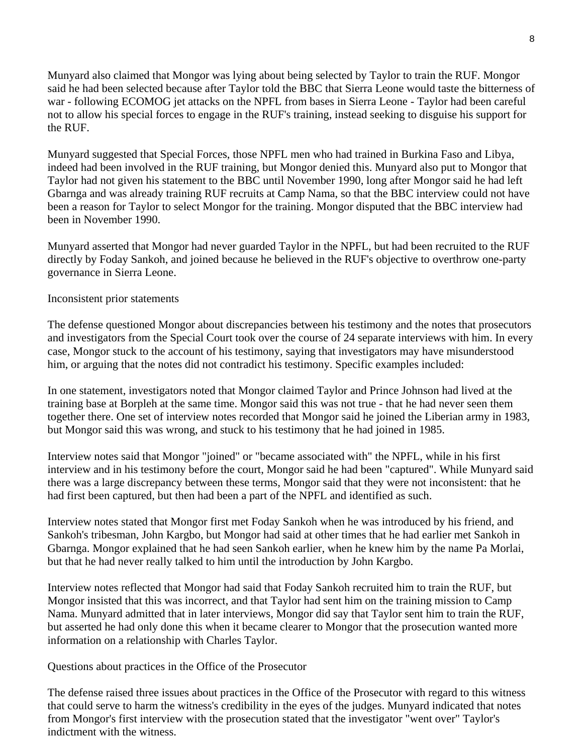Munyard also claimed that Mongor was lying about being selected by Taylor to train the RUF. Mongor said he had been selected because after Taylor told the BBC that Sierra Leone would taste the bitterness of war - following ECOMOG jet attacks on the NPFL from bases in Sierra Leone - Taylor had been careful not to allow his special forces to engage in the RUF's training, instead seeking to disguise his support for the RUF.

Munyard suggested that Special Forces, those NPFL men who had trained in Burkina Faso and Libya, indeed had been involved in the RUF training, but Mongor denied this. Munyard also put to Mongor that Taylor had not given his statement to the BBC until November 1990, long after Mongor said he had left Gbarnga and was already training RUF recruits at Camp Nama, so that the BBC interview could not have been a reason for Taylor to select Mongor for the training. Mongor disputed that the BBC interview had been in November 1990.

Munyard asserted that Mongor had never guarded Taylor in the NPFL, but had been recruited to the RUF directly by Foday Sankoh, and joined because he believed in the RUF's objective to overthrow one-party governance in Sierra Leone.

Inconsistent prior statements

The defense questioned Mongor about discrepancies between his testimony and the notes that prosecutors and investigators from the Special Court took over the course of 24 separate interviews with him. In every case, Mongor stuck to the account of his testimony, saying that investigators may have misunderstood him, or arguing that the notes did not contradict his testimony. Specific examples included:

In one statement, investigators noted that Mongor claimed Taylor and Prince Johnson had lived at the training base at Borpleh at the same time. Mongor said this was not true - that he had never seen them together there. One set of interview notes recorded that Mongor said he joined the Liberian army in 1983, but Mongor said this was wrong, and stuck to his testimony that he had joined in 1985.

Interview notes said that Mongor "joined" or "became associated with" the NPFL, while in his first interview and in his testimony before the court, Mongor said he had been "captured". While Munyard said there was a large discrepancy between these terms, Mongor said that they were not inconsistent: that he had first been captured, but then had been a part of the NPFL and identified as such.

Interview notes stated that Mongor first met Foday Sankoh when he was introduced by his friend, and Sankoh's tribesman, John Kargbo, but Mongor had said at other times that he had earlier met Sankoh in Gbarnga. Mongor explained that he had seen Sankoh earlier, when he knew him by the name Pa Morlai, but that he had never really talked to him until the introduction by John Kargbo.

Interview notes reflected that Mongor had said that Foday Sankoh recruited him to train the RUF, but Mongor insisted that this was incorrect, and that Taylor had sent him on the training mission to Camp Nama. Munyard admitted that in later interviews, Mongor did say that Taylor sent him to train the RUF, but asserted he had only done this when it became clearer to Mongor that the prosecution wanted more information on a relationship with Charles Taylor.

Questions about practices in the Office of the Prosecutor

The defense raised three issues about practices in the Office of the Prosecutor with regard to this witness that could serve to harm the witness's credibility in the eyes of the judges. Munyard indicated that notes from Mongor's first interview with the prosecution stated that the investigator "went over" Taylor's indictment with the witness.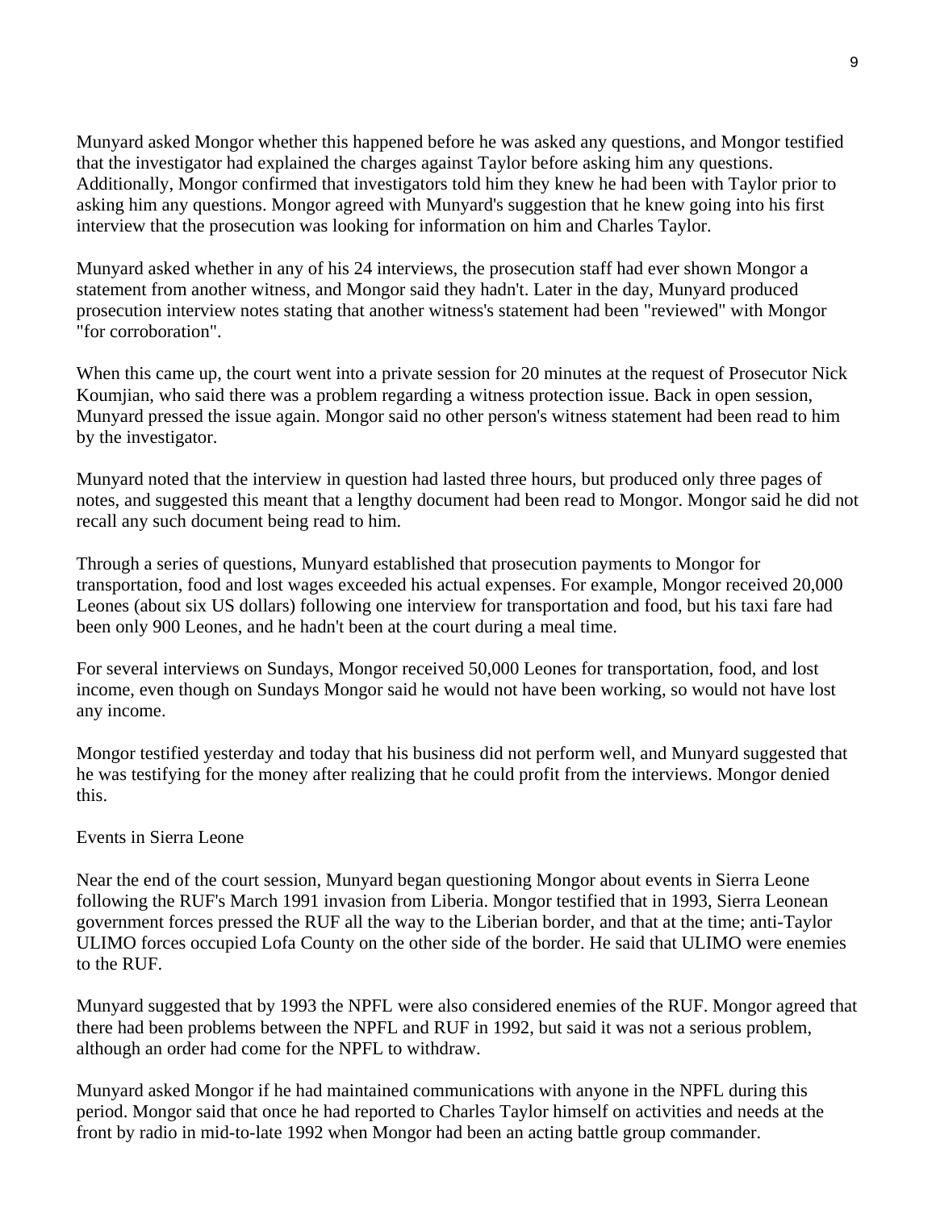Munyard asked Mongor whether this happened before he was asked any questions, and Mongor testified that the investigator had explained the charges against Taylor before asking him any questions. Additionally, Mongor confirmed that investigators told him they knew he had been with Taylor prior to asking him any questions. Mongor agreed with Munyard's suggestion that he knew going into his first interview that the prosecution was looking for information on him and Charles Taylor.

Munyard asked whether in any of his 24 interviews, the prosecution staff had ever shown Mongor a statement from another witness, and Mongor said they hadn't. Later in the day, Munyard produced prosecution interview notes stating that another witness's statement had been "reviewed" with Mongor "for corroboration".

When this came up, the court went into a private session for 20 minutes at the request of Prosecutor Nick Koumjian, who said there was a problem regarding a witness protection issue. Back in open session, Munyard pressed the issue again. Mongor said no other person's witness statement had been read to him by the investigator.

Munyard noted that the interview in question had lasted three hours, but produced only three pages of notes, and suggested this meant that a lengthy document had been read to Mongor. Mongor said he did not recall any such document being read to him.

Through a series of questions, Munyard established that prosecution payments to Mongor for transportation, food and lost wages exceeded his actual expenses. For example, Mongor received 20,000 Leones (about six US dollars) following one interview for transportation and food, but his taxi fare had been only 900 Leones, and he hadn't been at the court during a meal time.

For several interviews on Sundays, Mongor received 50,000 Leones for transportation, food, and lost income, even though on Sundays Mongor said he would not have been working, so would not have lost any income.

Mongor testified yesterday and today that his business did not perform well, and Munyard suggested that he was testifying for the money after realizing that he could profit from the interviews. Mongor denied this.

## Events in Sierra Leone

Near the end of the court session, Munyard began questioning Mongor about events in Sierra Leone following the RUF's March 1991 invasion from Liberia. Mongor testified that in 1993, Sierra Leonean government forces pressed the RUF all the way to the Liberian border, and that at the time; anti-Taylor ULIMO forces occupied Lofa County on the other side of the border. He said that ULIMO were enemies to the RUF.

Munyard suggested that by 1993 the NPFL were also considered enemies of the RUF. Mongor agreed that there had been problems between the NPFL and RUF in 1992, but said it was not a serious problem, although an order had come for the NPFL to withdraw.

Munyard asked Mongor if he had maintained communications with anyone in the NPFL during this period. Mongor said that once he had reported to Charles Taylor himself on activities and needs at the front by radio in mid-to-late 1992 when Mongor had been an acting battle group commander.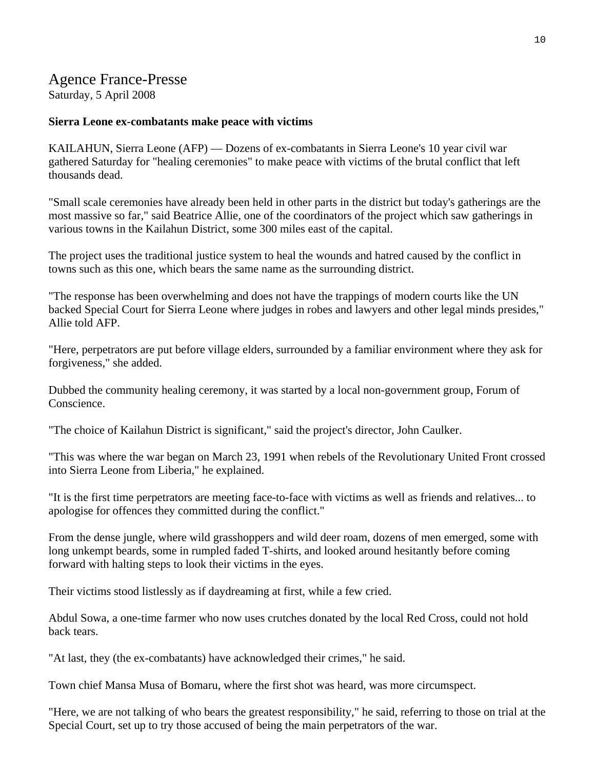# Agence France-Presse

Saturday, 5 April 2008

**Sierra Leone ex-combatants make peace with victims**

KAILAHUN, Sierra Leone (AFP) — Dozens of ex-combatants in Sierra Leone's 10 year civil war gathered Saturday for "healing ceremonies" to make peace with victims of the brutal conflict that left thousands dead.

"Small scale ceremonies have already been held in other parts in the district but today's gatherings are the most massive so far," said Beatrice Allie, one of the coordinators of the project which saw gatherings in various towns in the Kailahun District, some 300 miles east of the capital.

The project uses the traditional justice system to heal the wounds and hatred caused by the conflict in towns such as this one, which bears the same name as the surrounding district.

"The response has been overwhelming and does not have the trappings of modern courts like the UN backed Special Court for Sierra Leone where judges in robes and lawyers and other legal minds presides," Allie told AFP.

"Here, perpetrators are put before village elders, surrounded by a familiar environment where they ask for forgiveness," she added.

Dubbed the community healing ceremony, it was started by a local non-government group, Forum of Conscience.

"The choice of Kailahun District is significant," said the project's director, John Caulker.

"This was where the war began on March 23, 1991 when rebels of the Revolutionary United Front crossed into Sierra Leone from Liberia," he explained.

"It is the first time perpetrators are meeting face-to-face with victims as well as friends and relatives... to apologise for offences they committed during the conflict."

From the dense jungle, where wild grasshoppers and wild deer roam, dozens of men emerged, some with long unkempt beards, some in rumpled faded T-shirts, and looked around hesitantly before coming forward with halting steps to look their victims in the eyes.

Their victims stood listlessly as if daydreaming at first, while a few cried.

Abdul Sowa, a one-time farmer who now uses crutches donated by the local Red Cross, could not hold back tears.

"At last, they (the ex-combatants) have acknowledged their crimes," he said.

Town chief Mansa Musa of Bomaru, where the first shot was heard, was more circumspect.

"Here, we are not talking of who bears the greatest responsibility," he said, referring to those on trial at the Special Court, set up to try those accused of being the main perpetrators of the war.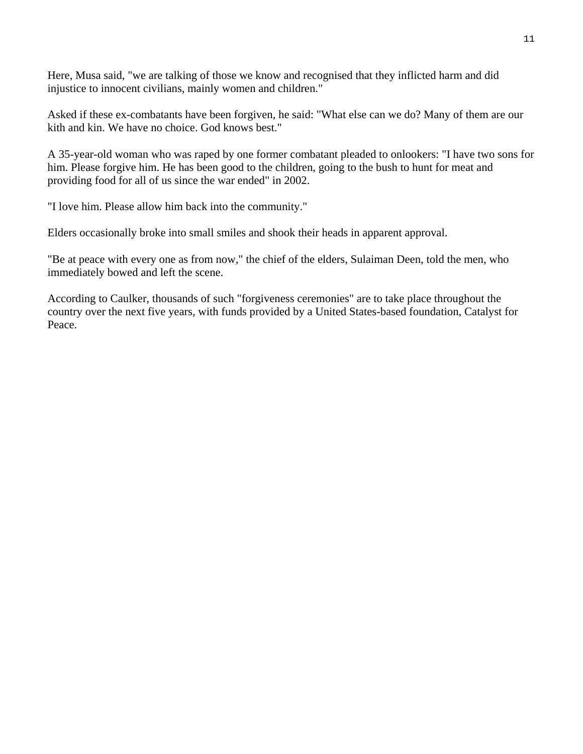Here, Musa said, "we are talking of those we know and recognised that they inflicted harm and did injustice to innocent civilians, mainly women and children."

Asked if these ex-combatants have been forgiven, he said: "What else can we do? Many of them are our kith and kin. We have no choice. God knows best."

A 35-year-old woman who was raped by one former combatant pleaded to onlookers: "I have two sons for him. Please forgive him. He has been good to the children, going to the bush to hunt for meat and providing food for all of us since the war ended" in 2002.

"I love him. Please allow him back into the community."

Elders occasionally broke into small smiles and shook their heads in apparent approval.

"Be at peace with every one as from now," the chief of the elders, Sulaiman Deen, told the men, who immediately bowed and left the scene.

According to Caulker, thousands of such "forgiveness ceremonies" are to take place throughout the country over the next five years, with funds provided by a United States-based foundation, Catalyst for Peace.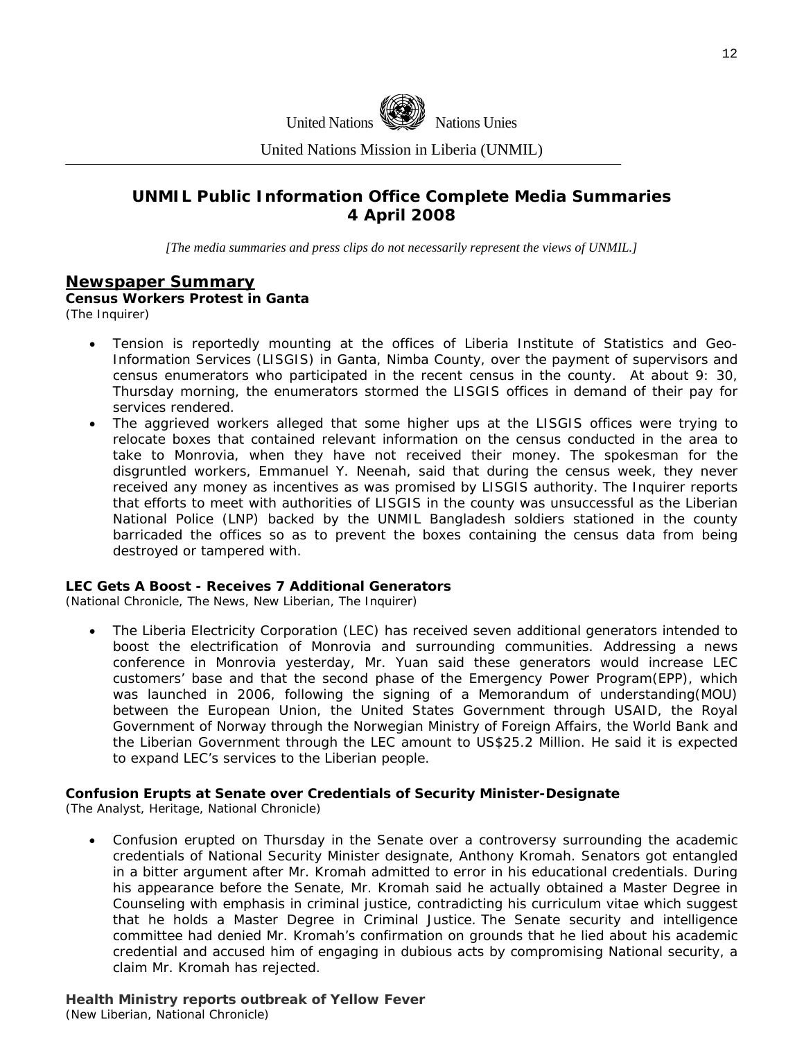United Nations Nations Unies

United Nations Mission in Liberia (UNMIL)

## UNMIL Public Information Office Complete Media Summaries
## 4 April 2008

*[The media summaries and press clips do not necessarily represent the views of UNMIL.]*

## Newspaper Summary

**Census Workers Protest in Ganta**
(The Inquirer)

- Tension is reportedly mounting at the offices of Liberia Institute of Statistics and Geo-Information Services (LISGIS) in Ganta, Nimba County, over the payment of supervisors and census enumerators who participated in the recent census in the county. At about 9: 30, Thursday morning, the enumerators stormed the LISGIS offices in demand of their pay for services rendered.
- The aggrieved workers alleged that some higher ups at the LISGIS offices were trying to relocate boxes that contained relevant information on the census conducted in the area to take to Monrovia, when they have not received their money. The spokesman for the disgruntled workers, Emmanuel Y. Neenah, said that during the census week, they never received any money as incentives as was promised by LISGIS authority. The Inquirer reports that efforts to meet with authorities of LISGIS in the county was unsuccessful as the Liberian National Police (LNP) backed by the UNMIL Bangladesh soldiers stationed in the county barricaded the offices so as to prevent the boxes containing the census data from being destroyed or tampered with.

**LEC Gets A Boost - Receives 7 Additional Generators**
(National Chronicle, The News, New Liberian, The Inquirer)

- The Liberia Electricity Corporation (LEC) has received seven additional generators intended to boost the electrification of Monrovia and surrounding communities. Addressing a news conference in Monrovia yesterday, Mr. Yuan said these generators would increase LEC customers' base and that the second phase of the Emergency Power Program(EPP), which was launched in 2006, following the signing of a Memorandum of understanding(MOU) between the European Union, the United States Government through USAID, the Royal Government of Norway through the Norwegian Ministry of Foreign Affairs, the World Bank and the Liberian Government through the LEC amount to US$25.2 Million. He said it is expected to expand LEC's services to the Liberian people.

**Confusion Erupts at Senate over Credentials of Security Minister-Designate**
(The Analyst, Heritage, National Chronicle)

- Confusion erupted on Thursday in the Senate over a controversy surrounding the academic credentials of National Security Minister designate, Anthony Kromah. Senators got entangled in a bitter argument after Mr. Kromah admitted to error in his educational credentials. During his appearance before the Senate, Mr. Kromah said he actually obtained a Master Degree in Counseling with emphasis in criminal justice, contradicting his curriculum vitae which suggest that he holds a Master Degree in Criminal Justice. The Senate security and intelligence committee had denied Mr. Kromah's confirmation on grounds that he lied about his academic credential and accused him of engaging in dubious acts by compromising National security, a claim Mr. Kromah has rejected.

**Health Ministry reports outbreak of Yellow Fever**
(New Liberian, National Chronicle)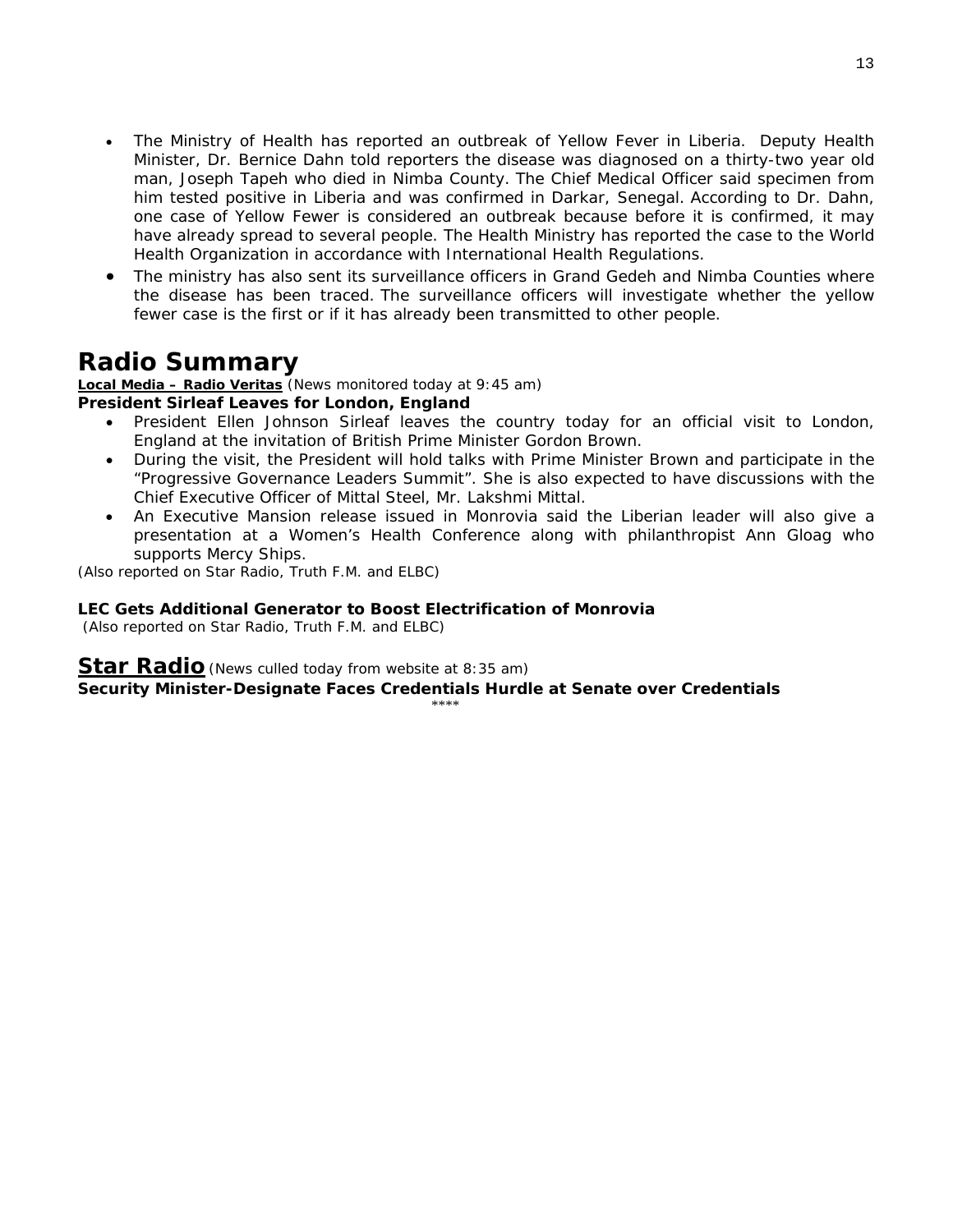- The Ministry of Health has reported an outbreak of Yellow Fever in Liberia. Deputy Health Minister, Dr. Bernice Dahn told reporters the disease was diagnosed on a thirty-two year old man, Joseph Tapeh who died in Nimba County. The Chief Medical Officer said specimen from him tested positive in Liberia and was confirmed in Darkar, Senegal. According to Dr. Dahn, one case of Yellow Fewer is considered an outbreak because before it is confirmed, it may have already spread to several people. The Health Ministry has reported the case to the World Health Organization in accordance with International Health Regulations.
- The ministry has also sent its surveillance officers in Grand Gedeh and Nimba Counties where the disease has been traced. The surveillance officers will investigate whether the yellow fewer case is the first or if it has already been transmitted to other people.

# Radio Summary

**Local Media – Radio Veritas** *(News monitored today at 9:45 am)*

**President Sirleaf Leaves for London, England**

- President Ellen Johnson Sirleaf leaves the country today for an official visit to London, England at the invitation of British Prime Minister Gordon Brown.
- During the visit, the President will hold talks with Prime Minister Brown and participate in the "Progressive Governance Leaders Summit". She is also expected to have discussions with the Chief Executive Officer of Mittal Steel, Mr. Lakshmi Mittal.
- An Executive Mansion release issued in Monrovia said the Liberian leader will also give a presentation at a Women's Health Conference along with philanthropist Ann Gloag who supports Mercy Ships.

*(Also reported on Star Radio, Truth F.M. and ELBC)*

**LEC Gets Additional Generator to Boost Electrification of Monrovia**

*(Also reported on Star Radio, Truth F.M. and ELBC)*

## Star Radio *(News culled today from website at 8:35 am)*

**Security Minister-Designate Faces Credentials Hurdle at Senate over Credentials**

****